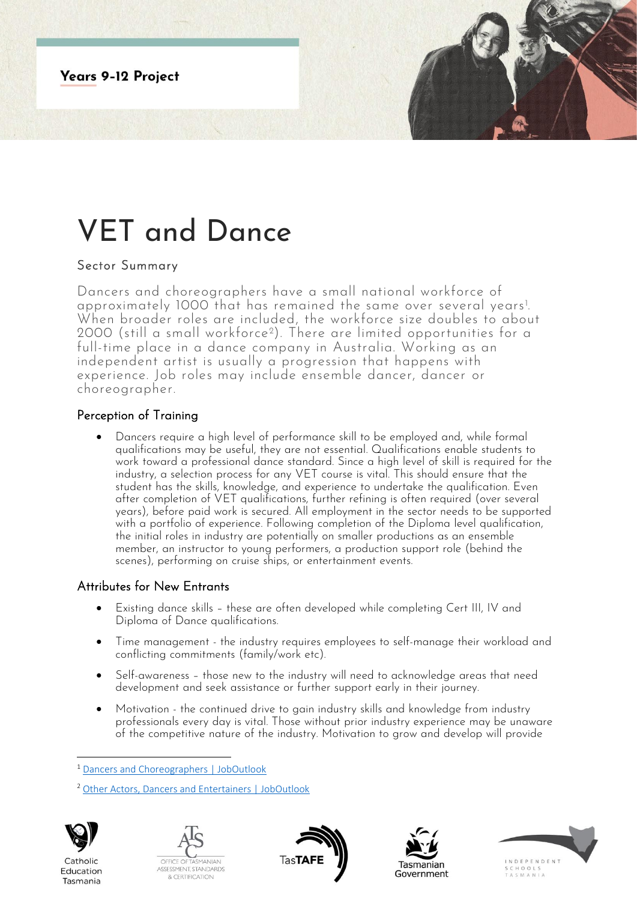Years 9-12 Project

# VET and Dance

## Sector Summary

Dancers and choreographers have a small national workforce of approximately 1000 that has remained the same over several years[1]. When broader roles are included, the workforce size doubles to about 2000 (still a small workforce[2]). There are limited opportunities for a full-time place in a dance company in Australia. Working as an independent artist is usually a progression that happens with experience. Job roles may include ensemble dancer, dancer or choreographer.

### Perception of Training

- Dancers require a high level of performance skill to be employed and, while formal qualifications may be useful, they are not essential. Qualifications enable students to work toward a professional dance standard. Since a high level of skill is required for the industry, a selection process for any VET course is vital. This should ensure that the student has the skills, knowledge, and experience to undertake the qualification. Even after completion of VET qualifications, further refining is often required (over several years), before paid work is secured. All employment in the sector needs to be supported with a portfolio of experience. Following completion of the Diploma level qualification, the initial roles in industry are potentially on smaller productions as an ensemble member, an instructor to young performers, a production support role (behind the scenes), performing on cruise ships, or entertainment events.

### Attributes for New Entrants

- Existing dance skills – these are often developed while completing Cert III, IV and Diploma of Dance qualifications.
- Time management - the industry requires employees to self-manage their workload and conflicting commitments (family/work etc).
- Self-awareness – those new to the industry will need to acknowledge areas that need development and seek assistance or further support early in their journey.
- Motivation - the continued drive to gain industry skills and knowledge from industry professionals every day is vital. Those without prior industry experience may be unaware of the competitive nature of the industry. Motivation to grow and develop will provide

[1] Dancers and Choreographers | JobOutlook

[2] Other Actors, Dancers and Entertainers | JobOutlook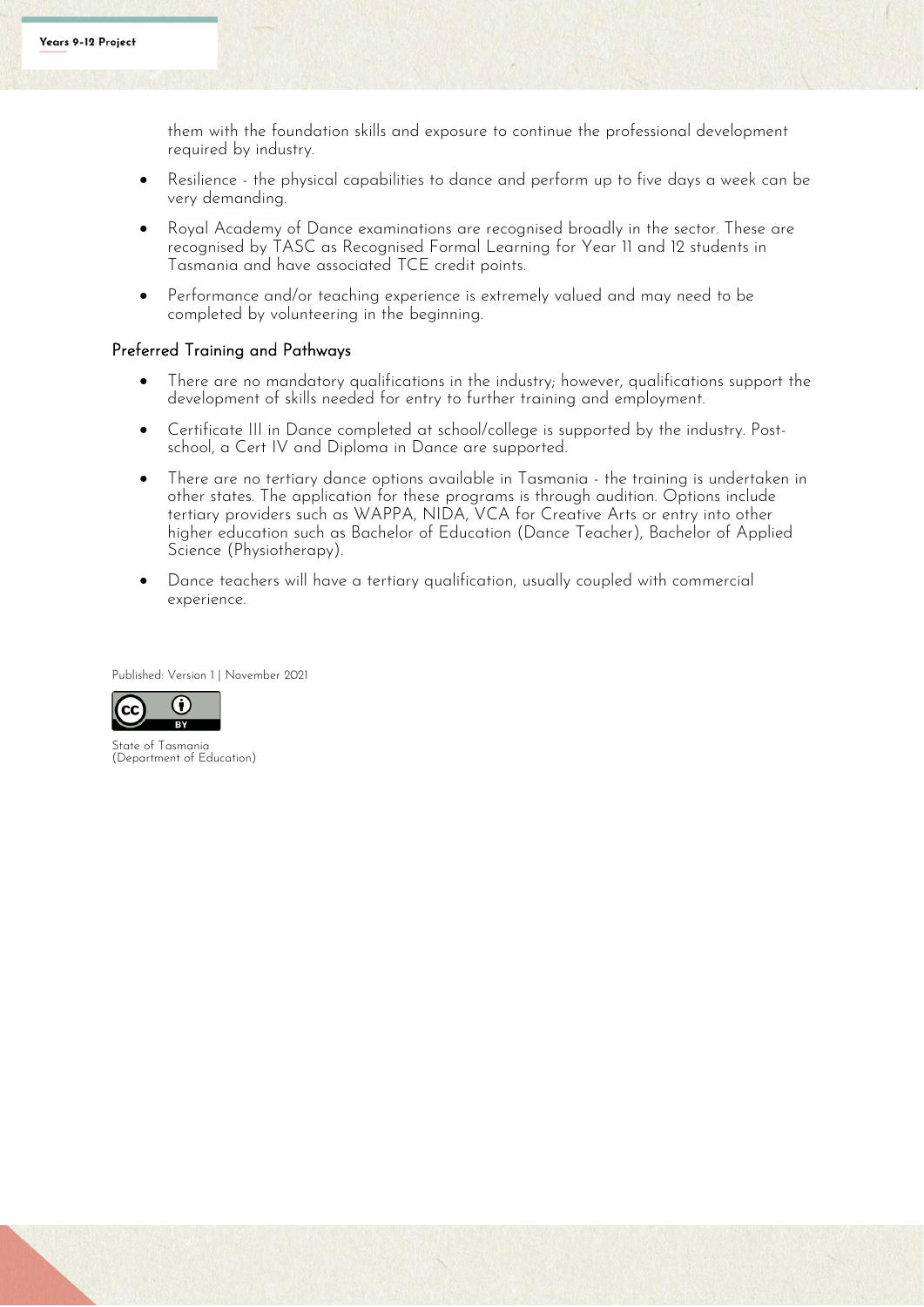them with the foundation skills and exposure to continue the professional development required by industry.

- Resilience - the physical capabilities to dance and perform up to five days a week can be very demanding.
- Royal Academy of Dance examinations are recognised broadly in the sector. These are recognised by TASC as Recognised Formal Learning for Year 11 and 12 students in Tasmania and have associated TCE credit points.
- Performance and/or teaching experience is extremely valued and may need to be completed by volunteering in the beginning.

### Preferred Training and Pathways

- There are no mandatory qualifications in the industry; however, qualifications support the development of skills needed for entry to further training and employment.
- Certificate III in Dance completed at school/college is supported by the industry. Post-school, a Cert IV and Diploma in Dance are supported.
- There are no tertiary dance options available in Tasmania - the training is undertaken in other states. The application for these programs is through audition. Options include tertiary providers such as WAPPA, NIDA, VCA for Creative Arts or entry into other higher education such as Bachelor of Education (Dance Teacher), Bachelor of Applied Science (Physiotherapy).
- Dance teachers will have a tertiary qualification, usually coupled with commercial experience.

Published: Version 1 | November 2021

State of Tasmania
(Department of Education)